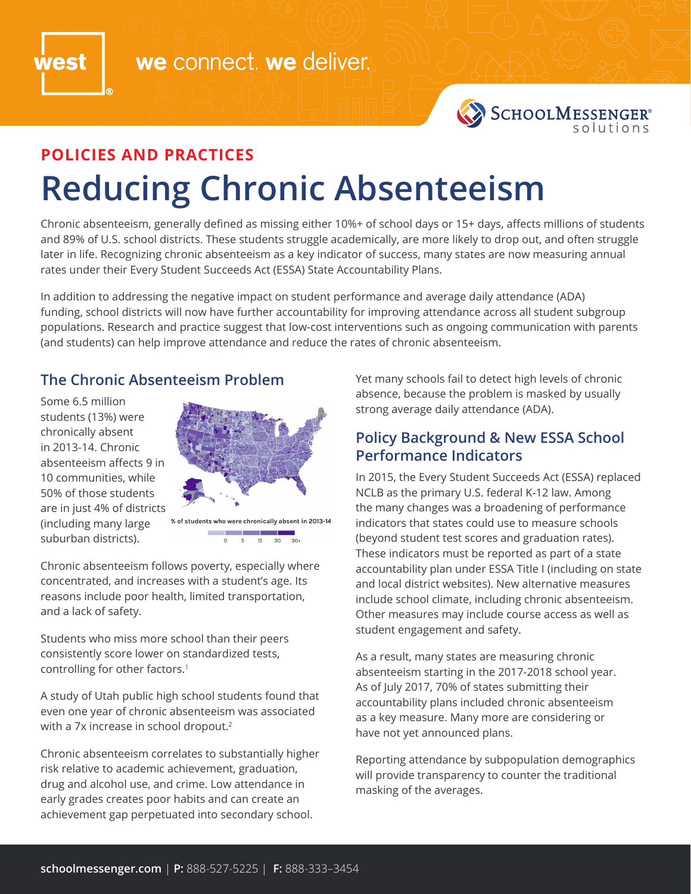**POLICIES AND PRACTICES**

# Reducing Chronic Absenteeism

Chronic absenteeism, generally defined as missing either 10%+ of school days or 15+ days, affects millions of students and 89% of U.S. school districts. These students struggle academically, are more likely to drop out, and often struggle later in life. Recognizing chronic absenteeism as a key indicator of success, many states are now measuring annual rates under their Every Student Succeeds Act (ESSA) State Accountability Plans.

In addition to addressing the negative impact on student performance and average daily attendance (ADA) funding, school districts will now have further accountability for improving attendance across all student subgroup populations. Research and practice suggest that low-cost interventions such as ongoing communication with parents (and students) can help improve attendance and reduce the rates of chronic absenteeism.

## The Chronic Absenteeism Problem

Some 6.5 million students (13%) were chronically absent in 2013-14. Chronic absenteeism affects 9 in 10 communities, while 50% of those students are in just 4% of districts (including many large suburban districts).

% of students who were chronically absent in 2013-14

0 5 15 30 30+

Chronic absenteeism follows poverty, especially where concentrated, and increases with a student's age. Its reasons include poor health, limited transportation, and a lack of safety.

Students who miss more school than their peers consistently score lower on standardized tests, controlling for other factors.[1]

A study of Utah public high school students found that even one year of chronic absenteeism was associated with a 7x increase in school dropout.[2]

Chronic absenteeism correlates to substantially higher risk relative to academic achievement, graduation, drug and alcohol use, and crime. Low attendance in early grades creates poor habits and can create an achievement gap perpetuated into secondary school.

Yet many schools fail to detect high levels of chronic absence, because the problem is masked by usually strong average daily attendance (ADA).

## Policy Background & New ESSA School Performance Indicators

In 2015, the Every Student Succeeds Act (ESSA) replaced NCLB as the primary U.S. federal K-12 law. Among the many changes was a broadening of performance indicators that states could use to measure schools (beyond student test scores and graduation rates). These indicators must be reported as part of a state accountability plan under ESSA Title I (including on state and local district websites). New alternative measures include school climate, including chronic absenteeism. Other measures may include course access as well as student engagement and safety.

As a result, many states are measuring chronic absenteeism starting in the 2017-2018 school year. As of July 2017, 70% of states submitting their accountability plans included chronic absenteeism as a key measure. Many more are considering or have not yet announced plans.

Reporting attendance by subpopulation demographics will provide transparency to counter the traditional masking of the averages.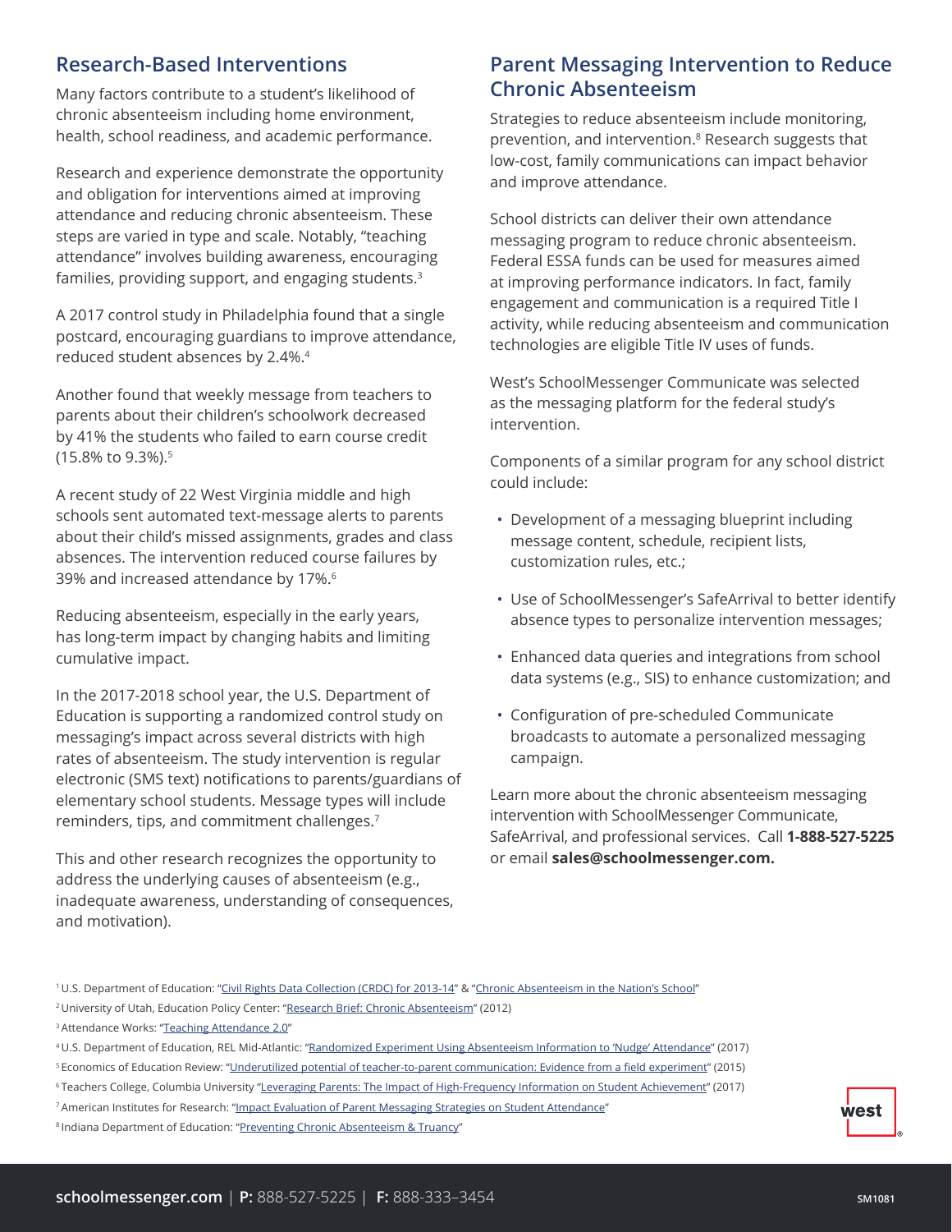## Research-Based Interventions

Many factors contribute to a student's likelihood of chronic absenteeism including home environment, health, school readiness, and academic performance.

Research and experience demonstrate the opportunity and obligation for interventions aimed at improving attendance and reducing chronic absenteeism. These steps are varied in type and scale. Notably, "teaching attendance" involves building awareness, encouraging families, providing support, and engaging students.[3]

A 2017 control study in Philadelphia found that a single postcard, encouraging guardians to improve attendance, reduced student absences by 2.4%.[4]

Another found that weekly message from teachers to parents about their children's schoolwork decreased by 41% the students who failed to earn course credit (15.8% to 9.3%).[5]

A recent study of 22 West Virginia middle and high schools sent automated text-message alerts to parents about their child's missed assignments, grades and class absences. The intervention reduced course failures by 39% and increased attendance by 17%.[6]

Reducing absenteeism, especially in the early years, has long-term impact by changing habits and limiting cumulative impact.

In the 2017-2018 school year, the U.S. Department of Education is supporting a randomized control study on messaging's impact across several districts with high rates of absenteeism. The study intervention is regular electronic (SMS text) notifications to parents/guardians of elementary school students. Message types will include reminders, tips, and commitment challenges.[7]

This and other research recognizes the opportunity to address the underlying causes of absenteeism (e.g., inadequate awareness, understanding of consequences, and motivation).

## Parent Messaging Intervention to Reduce Chronic Absenteeism

Strategies to reduce absenteeism include monitoring, prevention, and intervention.[8] Research suggests that low-cost, family communications can impact behavior and improve attendance.

School districts can deliver their own attendance messaging program to reduce chronic absenteeism. Federal ESSA funds can be used for measures aimed at improving performance indicators. In fact, family engagement and communication is a required Title I activity, while reducing absenteeism and communication technologies are eligible Title IV uses of funds.

West's SchoolMessenger Communicate was selected as the messaging platform for the federal study's intervention.

Components of a similar program for any school district could include:

- Development of a messaging blueprint including message content, schedule, recipient lists, customization rules, etc.;
- Use of SchoolMessenger's SafeArrival to better identify absence types to personalize intervention messages;
- Enhanced data queries and integrations from school data systems (e.g., SIS) to enhance customization; and
- Configuration of pre-scheduled Communicate broadcasts to automate a personalized messaging campaign.

Learn more about the chronic absenteeism messaging intervention with SchoolMessenger Communicate, SafeArrival, and professional services. Call **1-888-527-5225** or email **sales@schoolmessenger.com.**

[1] U.S. Department of Education: "Civil Rights Data Collection (CRDC) for 2013-14" & "Chronic Absenteeism in the Nation's School"
[2] University of Utah, Education Policy Center: "Research Brief: Chronic Absenteeism" (2012)
[3] Attendance Works: "Teaching Attendance 2.0"
[4] U.S. Department of Education, REL Mid-Atlantic: "Randomized Experiment Using Absenteeism Information to 'Nudge' Attendance" (2017)
[5] Economics of Education Review: "Underutilized potential of teacher-to-parent communication: Evidence from a field experiment" (2015)
[6] Teachers College, Columbia University "Leveraging Parents: The Impact of High-Frequency Information on Student Achievement" (2017)
[7] American Institutes for Research: "Impact Evaluation of Parent Messaging Strategies on Student Attendance"
[8] Indiana Department of Education: "Preventing Chronic Absenteeism & Truancy"

**schoolmessenger.com** | **P:** 888-527-5225 | **F:** 888-333–3454

SM1081